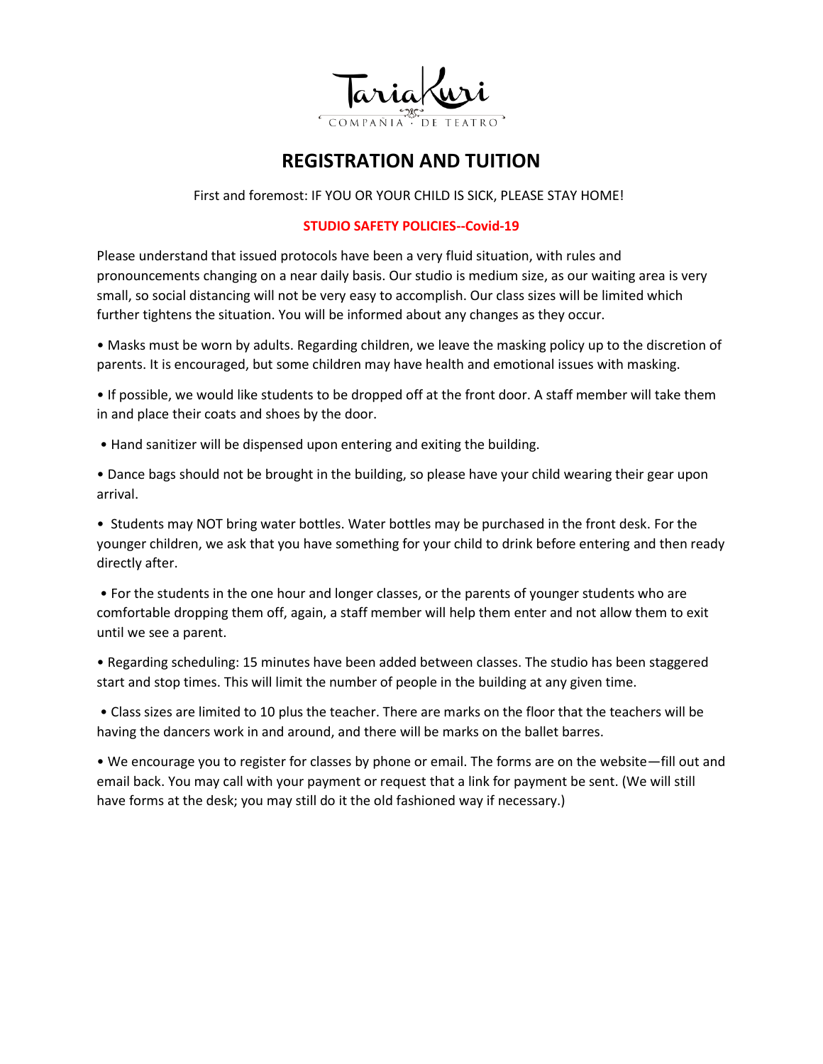TariaKuri

COMPAÑIA · DE TEATRO

# REGISTRATION AND TUITION

First and foremost: IF YOU OR YOUR CHILD IS SICK, PLEASE STAY HOME!

**STUDIO SAFETY POLICIES--Covid-19**

Please understand that issued protocols have been a very fluid situation, with rules and pronouncements changing on a near daily basis. Our studio is medium size, as our waiting area is very small, so social distancing will not be very easy to accomplish. Our class sizes will be limited which further tightens the situation. You will be informed about any changes as they occur.

• Masks must be worn by adults. Regarding children, we leave the masking policy up to the discretion of parents. It is encouraged, but some children may have health and emotional issues with masking.

• If possible, we would like students to be dropped off at the front door. A staff member will take them in and place their coats and shoes by the door.

• Hand sanitizer will be dispensed upon entering and exiting the building.

• Dance bags should not be brought in the building, so please have your child wearing their gear upon arrival.

• Students may NOT bring water bottles. Water bottles may be purchased in the front desk. For the younger children, we ask that you have something for your child to drink before entering and then ready directly after.

• For the students in the one hour and longer classes, or the parents of younger students who are comfortable dropping them off, again, a staff member will help them enter and not allow them to exit until we see a parent.

• Regarding scheduling: 15 minutes have been added between classes. The studio has been staggered start and stop times. This will limit the number of people in the building at any given time.

• Class sizes are limited to 10 plus the teacher. There are marks on the floor that the teachers will be having the dancers work in and around, and there will be marks on the ballet barres.

• We encourage you to register for classes by phone or email. The forms are on the website—fill out and email back. You may call with your payment or request that a link for payment be sent. (We will still have forms at the desk; you may still do it the old fashioned way if necessary.)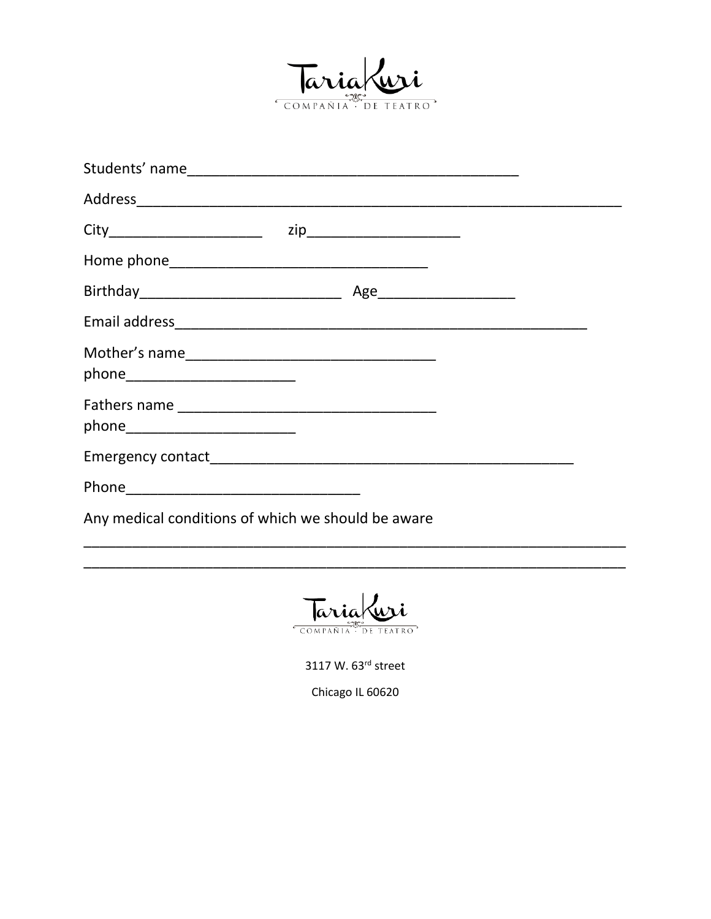TariaKuri

COMPAÑIA · DE TEATRO

Students' name_________________________________________

Address____________________________________________________________

City___________________  zip___________________

Home phone________________________________

Birthday_________________________  Age_________________

Email address___________________________________________________

Mother's name_______________________________

phone_____________________

Fathers name ________________________________

phone_____________________

Emergency contact______________________________________________

Phone_____________________________

Any medical conditions of which we should be aware

____________________________________________________________________

____________________________________________________________________

TariaKuri

COMPAÑIA · DE TEATRO

3117 W. 63rd street

Chicago IL 60620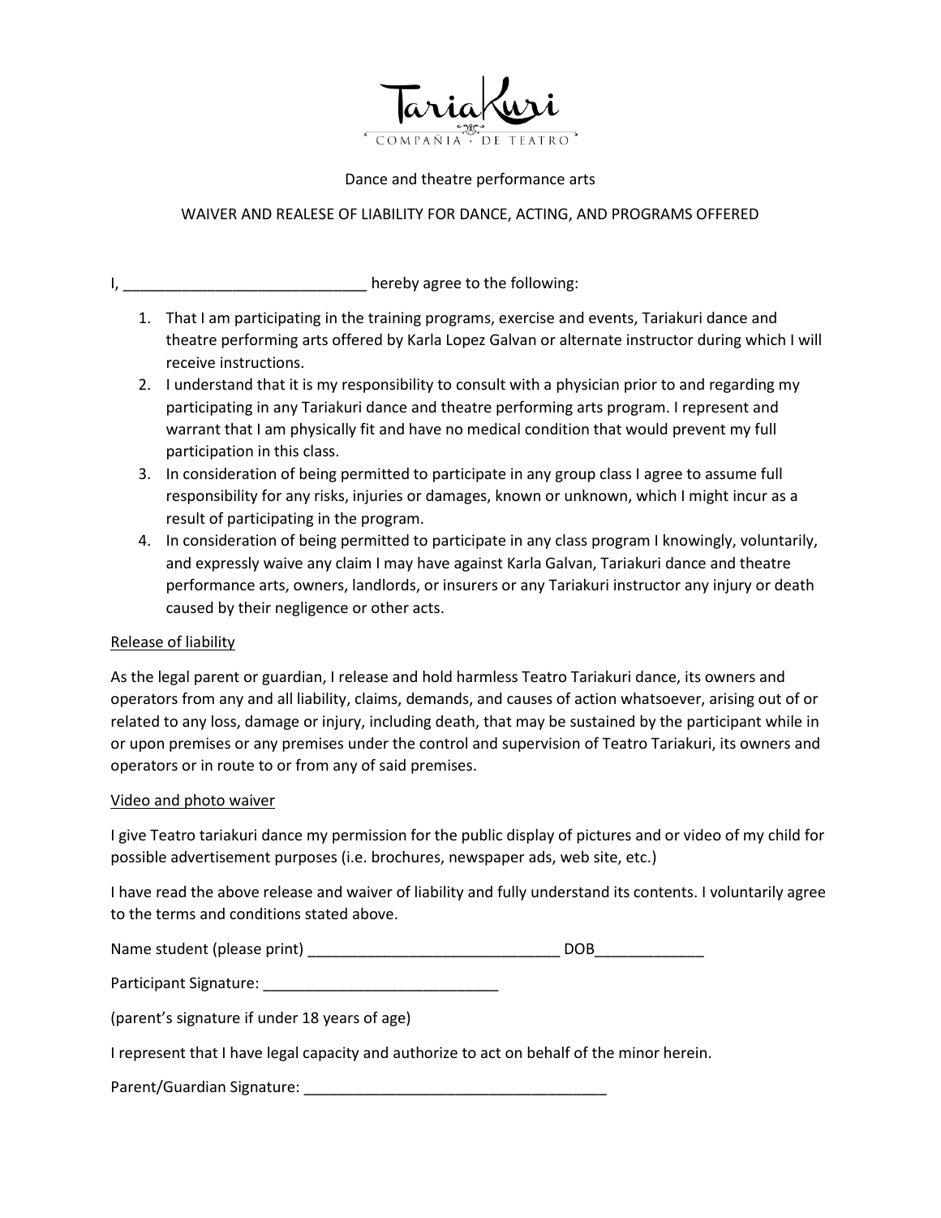# TariaKuri

COMPAÑIA · DE TEATRO

Dance and theatre performance arts

WAIVER AND REALESE OF LIABILITY FOR DANCE, ACTING, AND PROGRAMS OFFERED

I, _____________________________ hereby agree to the following:

1. That I am participating in the training programs, exercise and events, Tariakuri dance and theatre performing arts offered by Karla Lopez Galvan or alternate instructor during which I will receive instructions.
2. I understand that it is my responsibility to consult with a physician prior to and regarding my participating in any Tariakuri dance and theatre performing arts program. I represent and warrant that I am physically fit and have no medical condition that would prevent my full participation in this class.
3. In consideration of being permitted to participate in any group class I agree to assume full responsibility for any risks, injuries or damages, known or unknown, which I might incur as a result of participating in the program.
4. In consideration of being permitted to participate in any class program I knowingly, voluntarily, and expressly waive any claim I may have against Karla Galvan, Tariakuri dance and theatre performance arts, owners, landlords, or insurers or any Tariakuri instructor any injury or death caused by their negligence or other acts.

Release of liability

As the legal parent or guardian, I release and hold harmless Teatro Tariakuri dance, its owners and operators from any and all liability, claims, demands, and causes of action whatsoever, arising out of or related to any loss, damage or injury, including death, that may be sustained by the participant while in or upon premises or any premises under the control and supervision of Teatro Tariakuri, its owners and operators or in route to or from any of said premises.

Video and photo waiver

I give Teatro tariakuri dance my permission for the public display of pictures and or video of my child for possible advertisement purposes (i.e. brochures, newspaper ads, web site, etc.)

I have read the above release and waiver of liability and fully understand its contents. I voluntarily agree to the terms and conditions stated above.

Name student (please print) ______________________________ DOB_____________

Participant Signature: ____________________________

(parent's signature if under 18 years of age)

I represent that I have legal capacity and authorize to act on behalf of the minor herein.

Parent/Guardian Signature: ____________________________________